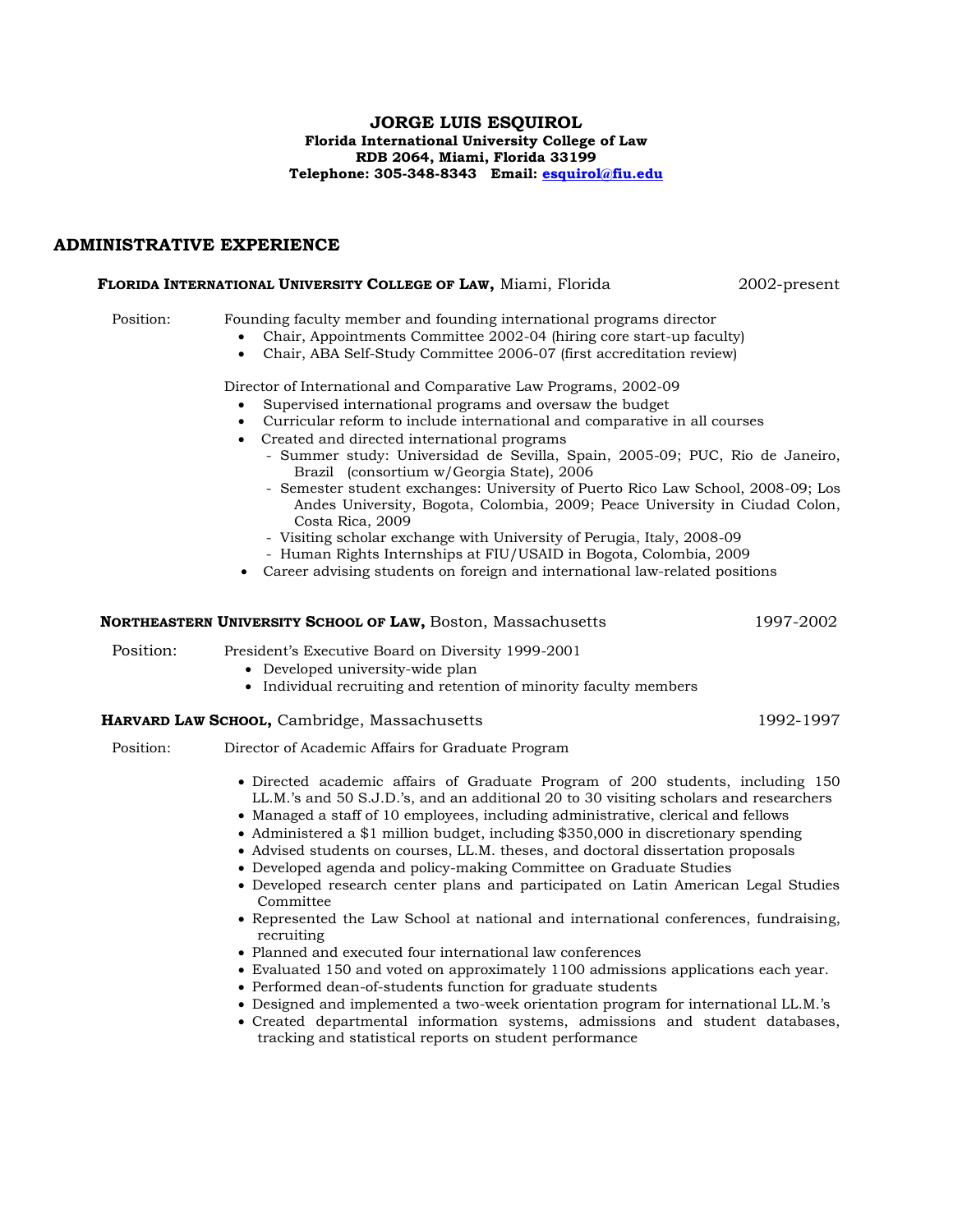# JORGE LUIS ESQUIROL

**Florida International University College of Law**
**RDB 2064, Miami, Florida 33199**
**Telephone: 305-348-8343 Email: esquirol@fiu.edu**

## ADMINISTRATIVE EXPERIENCE

**FLORIDA INTERNATIONAL UNIVERSITY COLLEGE OF LAW,** Miami, Florida — 2002-present

Position: Founding faculty member and founding international programs director

- Chair, Appointments Committee 2002-04 (hiring core start-up faculty)
- Chair, ABA Self-Study Committee 2006-07 (first accreditation review)

Director of International and Comparative Law Programs, 2002-09

- Supervised international programs and oversaw the budget
- Curricular reform to include international and comparative in all courses
- Created and directed international programs
  - Summer study: Universidad de Sevilla, Spain, 2005-09; PUC, Rio de Janeiro, Brazil (consortium w/Georgia State), 2006
  - Semester student exchanges: University of Puerto Rico Law School, 2008-09; Los Andes University, Bogota, Colombia, 2009; Peace University in Ciudad Colon, Costa Rica, 2009
  - Visiting scholar exchange with University of Perugia, Italy, 2008-09
  - Human Rights Internships at FIU/USAID in Bogota, Colombia, 2009
- Career advising students on foreign and international law-related positions

**NORTHEASTERN UNIVERSITY SCHOOL OF LAW,** Boston, Massachusetts — 1997-2002

Position: President's Executive Board on Diversity 1999-2001

- Developed university-wide plan
- Individual recruiting and retention of minority faculty members

**HARVARD LAW SCHOOL,** Cambridge, Massachusetts — 1992-1997

Position: Director of Academic Affairs for Graduate Program

- Directed academic affairs of Graduate Program of 200 students, including 150 LL.M.'s and 50 S.J.D.'s, and an additional 20 to 30 visiting scholars and researchers
- Managed a staff of 10 employees, including administrative, clerical and fellows
- Administered a $1 million budget, including $350,000 in discretionary spending
- Advised students on courses, LL.M. theses, and doctoral dissertation proposals
- Developed agenda and policy-making Committee on Graduate Studies
- Developed research center plans and participated on Latin American Legal Studies Committee
- Represented the Law School at national and international conferences, fundraising, recruiting
- Planned and executed four international law conferences
- Evaluated 150 and voted on approximately 1100 admissions applications each year.
- Performed dean-of-students function for graduate students
- Designed and implemented a two-week orientation program for international LL.M.'s
- Created departmental information systems, admissions and student databases, tracking and statistical reports on student performance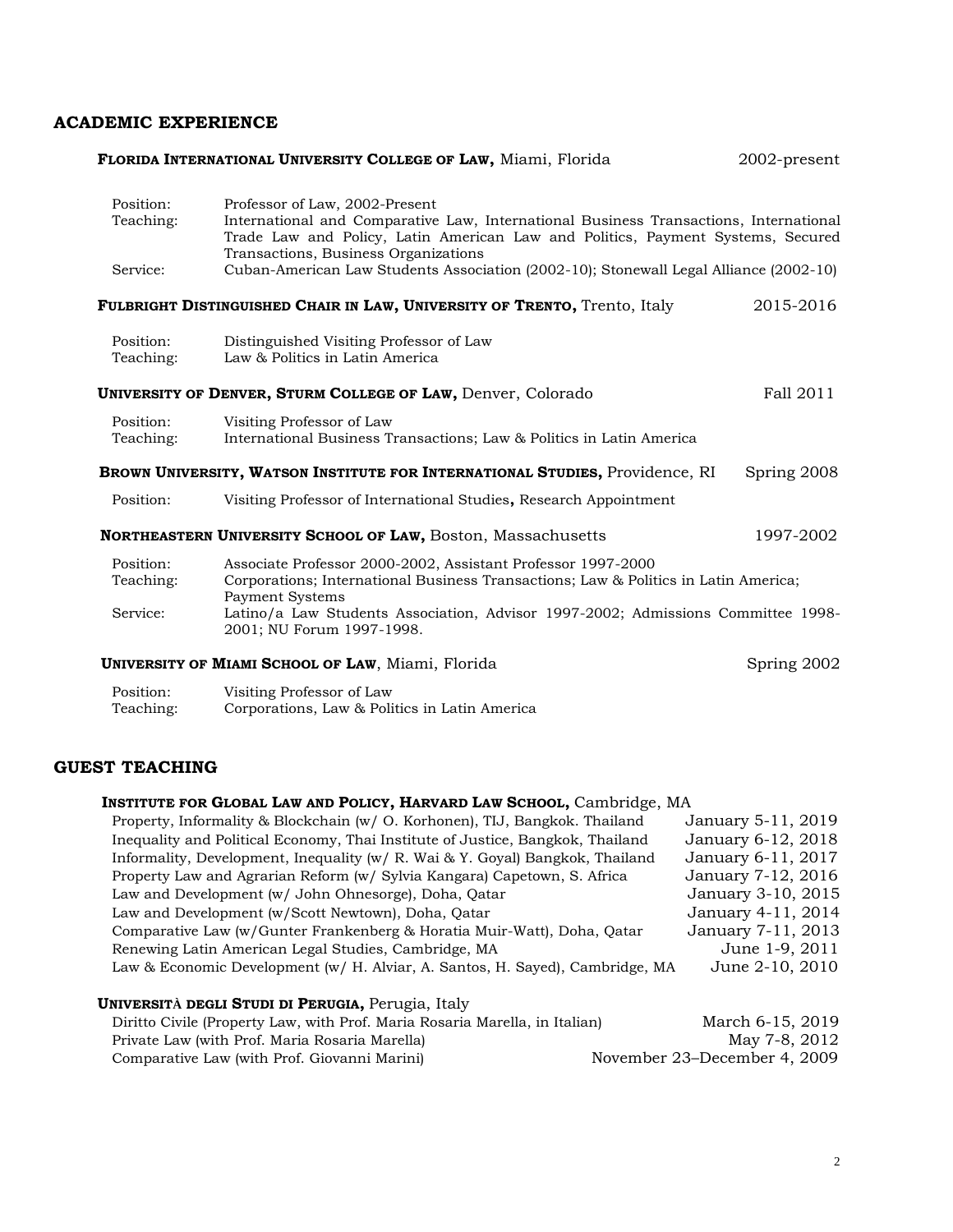## ACADEMIC EXPERIENCE

**FLORIDA INTERNATIONAL UNIVERSITY COLLEGE OF LAW,** Miami, Florida — 2002-present

- Position: Professor of Law, 2002-Present
- Teaching: International and Comparative Law, International Business Transactions, International Trade Law and Policy, Latin American Law and Politics, Payment Systems, Secured Transactions, Business Organizations
- Service: Cuban-American Law Students Association (2002-10); Stonewall Legal Alliance (2002-10)

**FULBRIGHT DISTINGUISHED CHAIR IN LAW, UNIVERSITY OF TRENTO,** Trento, Italy — 2015-2016

- Position: Distinguished Visiting Professor of Law
- Teaching: Law & Politics in Latin America

**UNIVERSITY OF DENVER, STURM COLLEGE OF LAW,** Denver, Colorado — Fall 2011

- Position: Visiting Professor of Law
- Teaching: International Business Transactions; Law & Politics in Latin America

**BROWN UNIVERSITY, WATSON INSTITUTE FOR INTERNATIONAL STUDIES,** Providence, RI — Spring 2008

- Position: Visiting Professor of International Studies**,** Research Appointment

**NORTHEASTERN UNIVERSITY SCHOOL OF LAW,** Boston, Massachusetts — 1997-2002

- Position: Associate Professor 2000-2002, Assistant Professor 1997-2000
- Teaching: Corporations; International Business Transactions; Law & Politics in Latin America; Payment Systems
- Service: Latino/a Law Students Association, Advisor 1997-2002; Admissions Committee 1998-2001; NU Forum 1997-1998.

**UNIVERSITY OF MIAMI SCHOOL OF LAW**, Miami, Florida — Spring 2002

- Position: Visiting Professor of Law
- Teaching: Corporations, Law & Politics in Latin America

## GUEST TEACHING

**INSTITUTE FOR GLOBAL LAW AND POLICY, HARVARD LAW SCHOOL,** Cambridge, MA

- Property, Informality & Blockchain (w/ O. Korhonen), TIJ, Bangkok. Thailand — January 5-11, 2019
- Inequality and Political Economy, Thai Institute of Justice, Bangkok, Thailand — January 6-12, 2018
- Informality, Development, Inequality (w/ R. Wai & Y. Goyal) Bangkok, Thailand — January 6-11, 2017
- Property Law and Agrarian Reform (w/ Sylvia Kangara) Capetown, S. Africa — January 7-12, 2016
- Law and Development (w/ John Ohnesorge), Doha, Qatar — January 3-10, 2015
- Law and Development (w/Scott Newtown), Doha, Qatar — January 4-11, 2014
- Comparative Law (w/Gunter Frankenberg & Horatia Muir-Watt), Doha, Qatar — January 7-11, 2013
- Renewing Latin American Legal Studies, Cambridge, MA — June 1-9, 2011
- Law & Economic Development (w/ H. Alviar, A. Santos, H. Sayed), Cambridge, MA — June 2-10, 2010

**UNIVERSITÀ DEGLI STUDI DI PERUGIA,** Perugia, Italy

- Diritto Civile (Property Law, with Prof. Maria Rosaria Marella, in Italian) — March 6-15, 2019
- Private Law (with Prof. Maria Rosaria Marella) — May 7-8, 2012
- Comparative Law (with Prof. Giovanni Marini) — November 23–December 4, 2009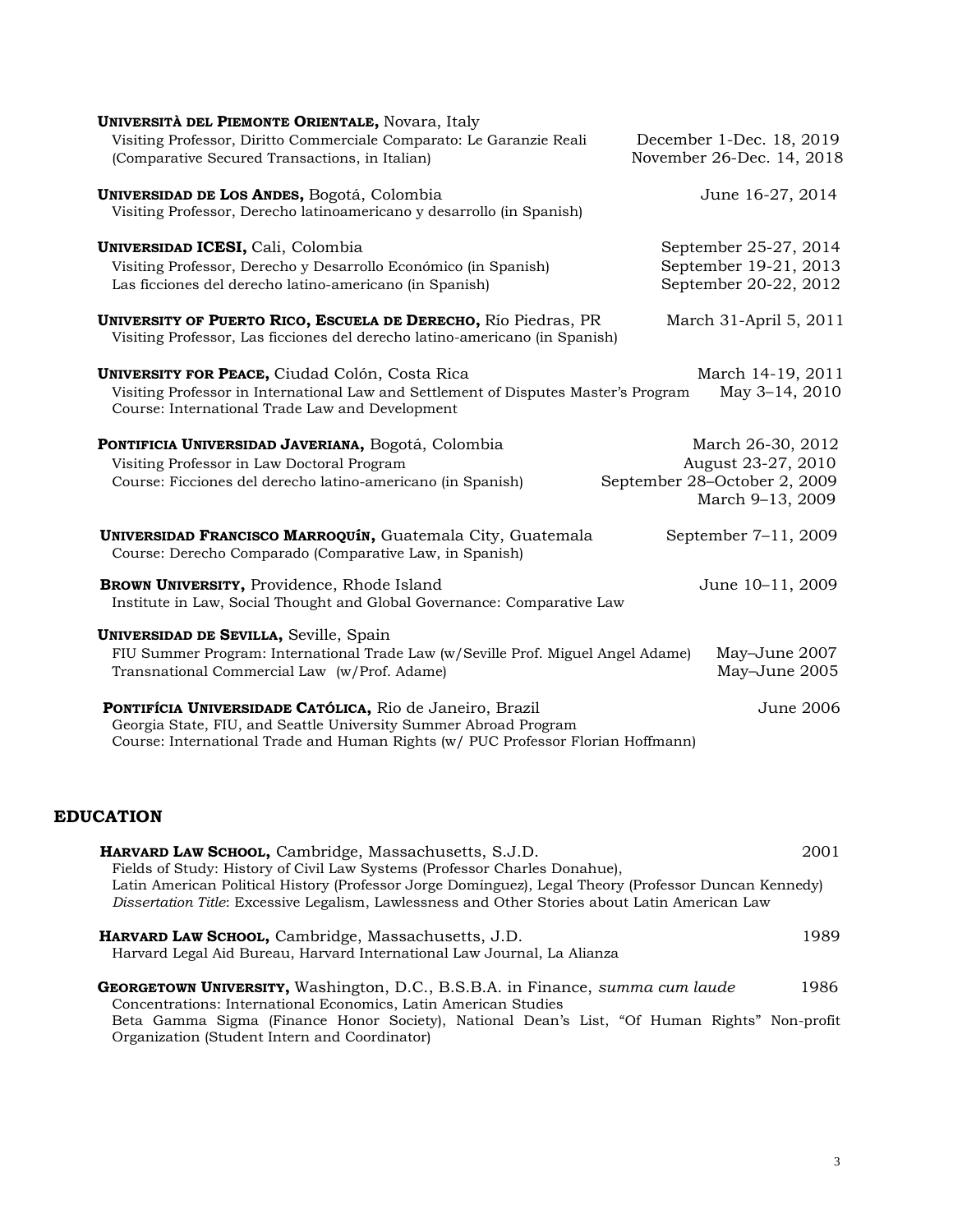**UNIVERSITÀ DEL PIEMONTE ORIENTALE,** Novara, Italy
Visiting Professor, Diritto Commerciale Comparato: Le Garanzie Reali (Comparative Secured Transactions, in Italian) — December 1-Dec. 18, 2019; November 26-Dec. 14, 2018

**UNIVERSIDAD DE LOS ANDES,** Bogotá, Colombia — June 16-27, 2014
Visiting Professor, Derecho latinoamericano y desarrollo (in Spanish)

**UNIVERSIDAD ICESI,** Cali, Colombia — September 25-27, 2014
Visiting Professor, Derecho y Desarrollo Económico (in Spanish) — September 19-21, 2013
Las ficciones del derecho latino-americano (in Spanish) — September 20-22, 2012

**UNIVERSITY OF PUERTO RICO, ESCUELA DE DERECHO,** Río Piedras, PR — March 31-April 5, 2011
Visiting Professor, Las ficciones del derecho latino-americano (in Spanish)

**UNIVERSITY FOR PEACE,** Ciudad Colón, Costa Rica — March 14-19, 2011
Visiting Professor in International Law and Settlement of Disputes Master's Program — May 3–14, 2010
Course: International Trade Law and Development

**PONTIFICIA UNIVERSIDAD JAVERIANA,** Bogotá, Colombia — March 26-30, 2012
Visiting Professor in Law Doctoral Program — August 23-27, 2010
Course: Ficciones del derecho latino-americano (in Spanish) — September 28–October 2, 2009; March 9–13, 2009

**UNIVERSIDAD FRANCISCO MARROQUÍN,** Guatemala City, Guatemala — September 7–11, 2009
Course: Derecho Comparado (Comparative Law, in Spanish)

**BROWN UNIVERSITY,** Providence, Rhode Island — June 10–11, 2009
Institute in Law, Social Thought and Global Governance: Comparative Law

**UNIVERSIDAD DE SEVILLA,** Seville, Spain
FIU Summer Program: International Trade Law (w/Seville Prof. Miguel Angel Adame) — May–June 2007
Transnational Commercial Law (w/Prof. Adame) — May–June 2005

**PONTIFÍCIA UNIVERSIDADE CATÓLICA,** Rio de Janeiro, Brazil — June 2006
Georgia State, FIU, and Seattle University Summer Abroad Program
Course: International Trade and Human Rights (w/ PUC Professor Florian Hoffmann)

## EDUCATION

**HARVARD LAW SCHOOL,** Cambridge, Massachusetts, S.J.D. — 2001
Fields of Study: History of Civil Law Systems (Professor Charles Donahue), Latin American Political History (Professor Jorge Domínguez), Legal Theory (Professor Duncan Kennedy)
*Dissertation Title*: Excessive Legalism, Lawlessness and Other Stories about Latin American Law

**HARVARD LAW SCHOOL,** Cambridge, Massachusetts, J.D. — 1989
Harvard Legal Aid Bureau, Harvard International Law Journal, La Alianza

**GEORGETOWN UNIVERSITY,** Washington, D.C., B.S.B.A. in Finance, *summa cum laude* — 1986
Concentrations: International Economics, Latin American Studies
Beta Gamma Sigma (Finance Honor Society), National Dean's List, "Of Human Rights" Non-profit Organization (Student Intern and Coordinator)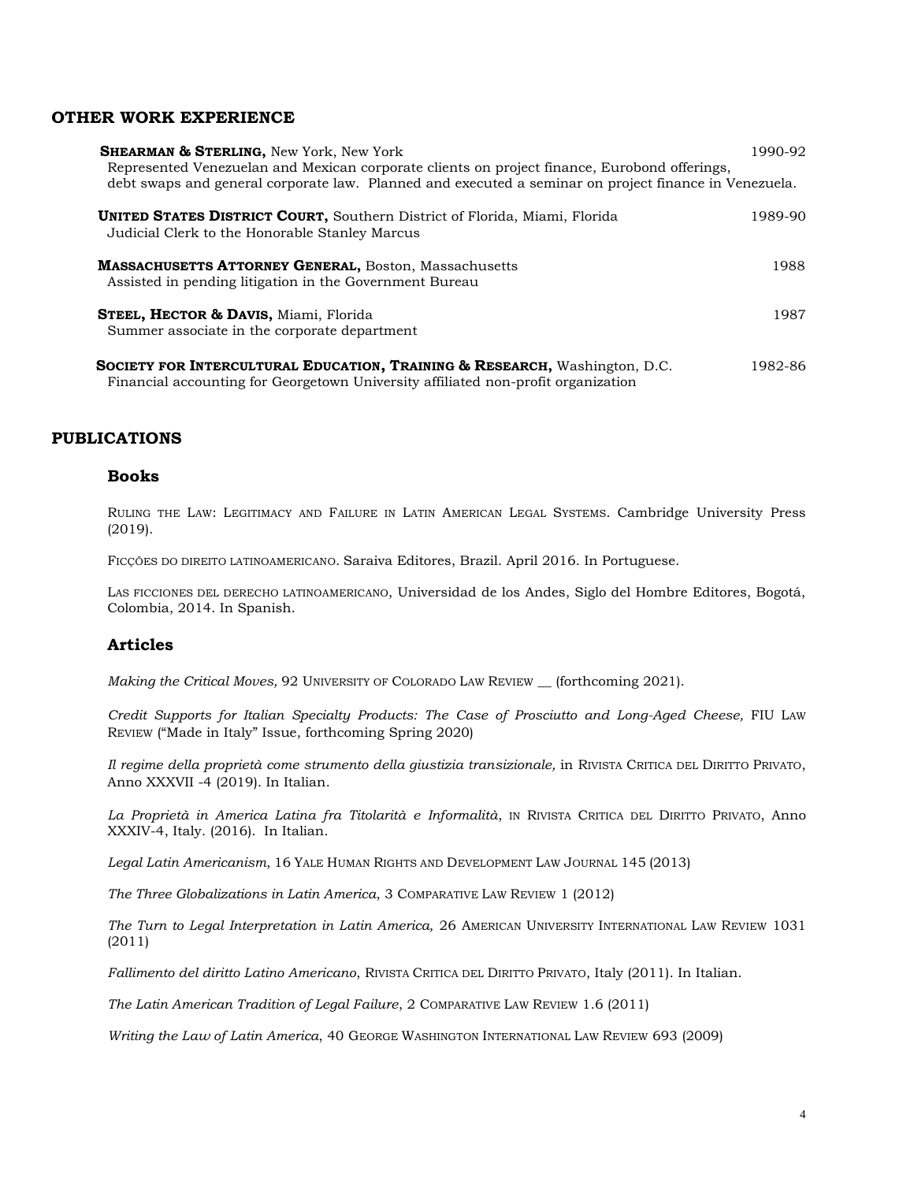## OTHER WORK EXPERIENCE

**SHEARMAN & STERLING,** New York, New York — 1990-92
Represented Venezuelan and Mexican corporate clients on project finance, Eurobond offerings, debt swaps and general corporate law. Planned and executed a seminar on project finance in Venezuela.

**UNITED STATES DISTRICT COURT,** Southern District of Florida, Miami, Florida — 1989-90
Judicial Clerk to the Honorable Stanley Marcus

**MASSACHUSETTS ATTORNEY GENERAL,** Boston, Massachusetts — 1988
Assisted in pending litigation in the Government Bureau

**STEEL, HECTOR & DAVIS,** Miami, Florida — 1987
Summer associate in the corporate department

**SOCIETY FOR INTERCULTURAL EDUCATION, TRAINING & RESEARCH,** Washington, D.C. — 1982-86
Financial accounting for Georgetown University affiliated non-profit organization

## PUBLICATIONS

### Books

RULING THE LAW: LEGITIMACY AND FAILURE IN LATIN AMERICAN LEGAL SYSTEMS. Cambridge University Press (2019).

FICÇÕES DO DIREITO LATINOAMERICANO. Saraiva Editores, Brazil. April 2016. In Portuguese.

LAS FICCIONES DEL DERECHO LATINOAMERICANO, Universidad de los Andes, Siglo del Hombre Editores, Bogotá, Colombia, 2014. In Spanish.

### Articles

*Making the Critical Moves,* 92 UNIVERSITY OF COLORADO LAW REVIEW __ (forthcoming 2021).

*Credit Supports for Italian Specialty Products: The Case of Prosciutto and Long-Aged Cheese,* FIU LAW REVIEW ("Made in Italy" Issue, forthcoming Spring 2020)

*Il regime della proprietà come strumento della giustizia transizionale,* in RIVISTA CRITICA DEL DIRITTO PRIVATO, Anno XXXVII -4 (2019). In Italian.

*La Proprietà in America Latina fra Titolarità e Informalità*, IN RIVISTA CRITICA DEL DIRITTO PRIVATO, Anno XXXIV-4, Italy. (2016). In Italian.

*Legal Latin Americanism*, 16 YALE HUMAN RIGHTS AND DEVELOPMENT LAW JOURNAL 145 (2013)

*The Three Globalizations in Latin America*, 3 COMPARATIVE LAW REVIEW 1 (2012)

*The Turn to Legal Interpretation in Latin America,* 26 AMERICAN UNIVERSITY INTERNATIONAL LAW REVIEW 1031 (2011)

*Fallimento del diritto Latino Americano*, RIVISTA CRITICA DEL DIRITTO PRIVATO, Italy (2011). In Italian.

*The Latin American Tradition of Legal Failure*, 2 COMPARATIVE LAW REVIEW 1.6 (2011)

*Writing the Law of Latin America*, 40 GEORGE WASHINGTON INTERNATIONAL LAW REVIEW 693 (2009)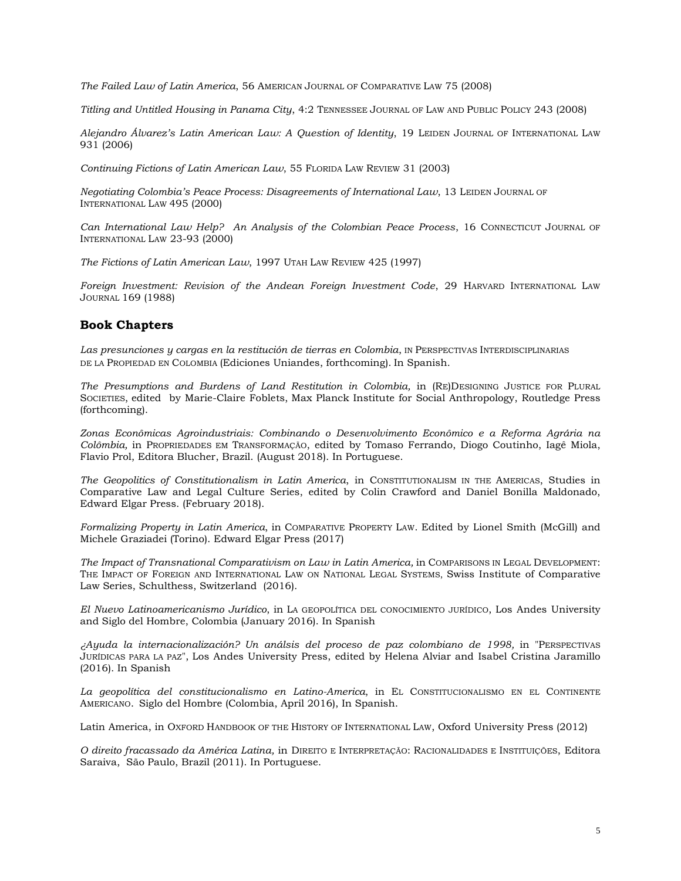*The Failed Law of Latin America*, 56 AMERICAN JOURNAL OF COMPARATIVE LAW 75 (2008)

*Titling and Untitled Housing in Panama City*, 4:2 TENNESSEE JOURNAL OF LAW AND PUBLIC POLICY 243 (2008)

*Alejandro Álvarez's Latin American Law: A Question of Identity*, 19 LEIDEN JOURNAL OF INTERNATIONAL LAW 931 (2006)

*Continuing Fictions of Latin American Law*, 55 FLORIDA LAW REVIEW 31 (2003)

*Negotiating Colombia's Peace Process: Disagreements of International Law*, 13 LEIDEN JOURNAL OF INTERNATIONAL LAW 495 (2000)

*Can International Law Help? An Analysis of the Colombian Peace Process*, 16 CONNECTICUT JOURNAL OF INTERNATIONAL LAW 23-93 (2000)

*The Fictions of Latin American Law*, 1997 UTAH LAW REVIEW 425 (1997)

*Foreign Investment: Revision of the Andean Foreign Investment Code*, 29 HARVARD INTERNATIONAL LAW JOURNAL 169 (1988)

## Book Chapters

*Las presunciones y cargas en la restitución de tierras en Colombia*, IN PERSPECTIVAS INTERDISCIPLINARIAS DE LA PROPIEDAD EN COLOMBIA (Ediciones Uniandes, forthcoming). In Spanish.

*The Presumptions and Burdens of Land Restitution in Colombia,* in (RE)DESIGNING JUSTICE FOR PLURAL SOCIETIES, edited by Marie-Claire Foblets, Max Planck Institute for Social Anthropology, Routledge Press (forthcoming).

*Zonas Econômicas Agroindustriais: Combinando o Desenvolvimento Econômico e a Reforma Agrária na Colômbia,* in PROPRIEDADES EM TRANSFORMAÇÃO, edited by Tomaso Ferrando, Diogo Coutinho, Iagê Miola, Flavio Prol, Editora Blucher, Brazil. (August 2018). In Portuguese.

*The Geopolitics of Constitutionalism in Latin America*, in CONSTITUTIONALISM IN THE AMERICAS, Studies in Comparative Law and Legal Culture Series, edited by Colin Crawford and Daniel Bonilla Maldonado, Edward Elgar Press. (February 2018).

*Formalizing Property in Latin America*, in COMPARATIVE PROPERTY LAW. Edited by Lionel Smith (McGill) and Michele Graziadei (Torino). Edward Elgar Press (2017)

*The Impact of Transnational Comparativism on Law in Latin America,* in COMPARISONS IN LEGAL DEVELOPMENT: THE IMPACT OF FOREIGN AND INTERNATIONAL LAW ON NATIONAL LEGAL SYSTEMS, Swiss Institute of Comparative Law Series, Schulthess, Switzerland (2016).

*El Nuevo Latinoamericanismo Jurídico*, in LA GEOPOLÍTICA DEL CONOCIMIENTO JURÍDICO, Los Andes University and Siglo del Hombre, Colombia (January 2016). In Spanish

*¿Ayuda la internacionalización? Un análsis del proceso de paz colombiano de 1998,* in "PERSPECTIVAS JURÍDICAS PARA LA PAZ", Los Andes University Press, edited by Helena Alviar and Isabel Cristina Jaramillo (2016). In Spanish

*La geopolítica del constitucionalismo en Latino-America*, in EL CONSTITUCIONALISMO EN EL CONTINENTE AMERICANO. Siglo del Hombre (Colombia, April 2016), In Spanish.

Latin America, in OXFORD HANDBOOK OF THE HISTORY OF INTERNATIONAL LAW, Oxford University Press (2012)

*O direito fracassado da América Latina,* in DIREITO E INTERPRETAÇÃO: RACIONALIDADES E INSTITUIÇÕES, Editora Saraiva, São Paulo, Brazil (2011). In Portuguese.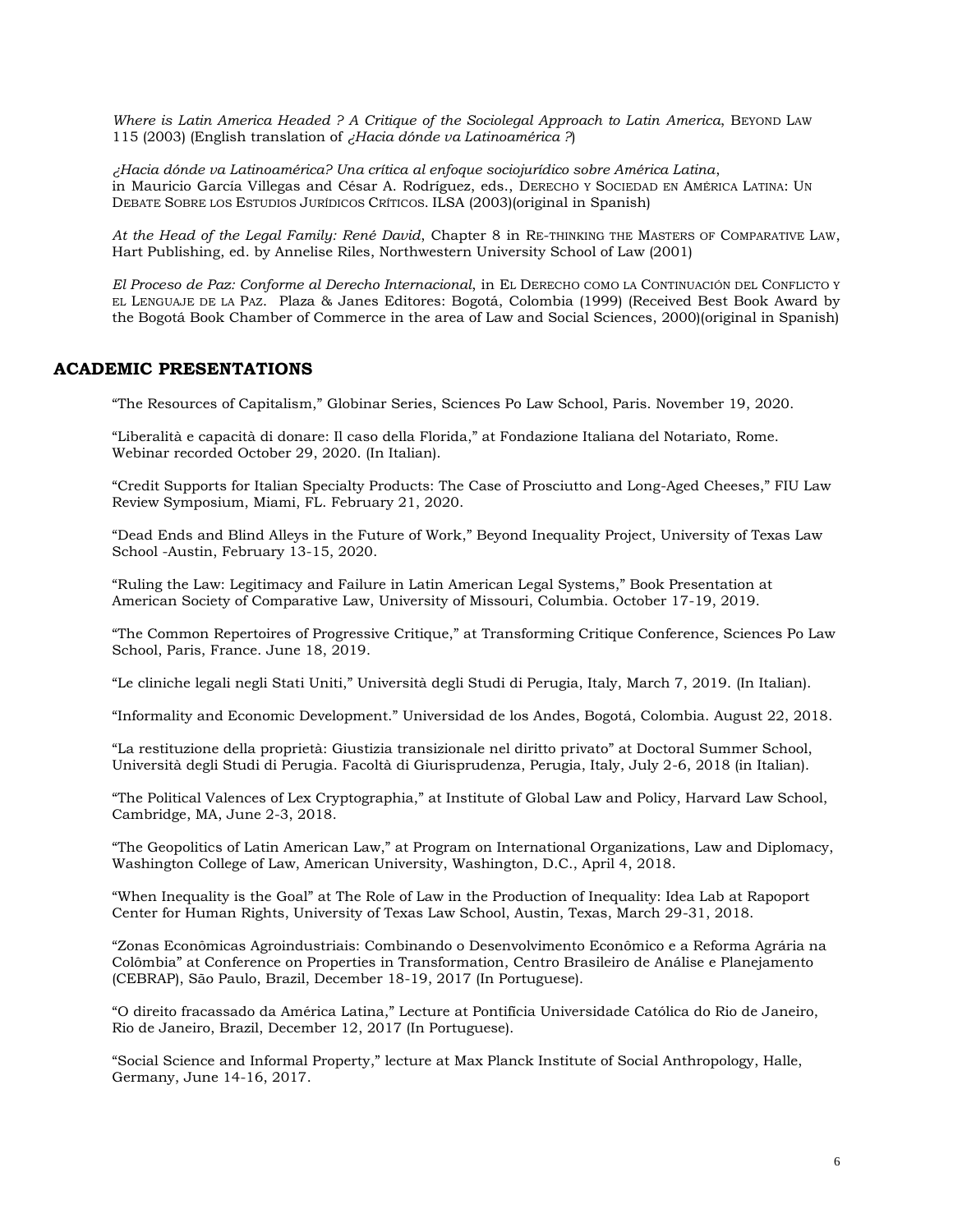*Where is Latin America Headed ? A Critique of the Sociolegal Approach to Latin America*, BEYOND LAW 115 (2003) (English translation of *¿Hacia dónde va Latinoamérica ?*)

*¿Hacia dónde va Latinoamérica? Una crítica al enfoque sociojurídico sobre América Latina*, in Mauricio García Villegas and César A. Rodriguez, eds., DERECHO Y SOCIEDAD EN AMÉRICA LATINA: UN DEBATE SOBRE LOS ESTUDIOS JURÍDICOS CRÍTICOS. ILSA (2003)(original in Spanish)

*At the Head of the Legal Family: René David*, Chapter 8 in RE-THINKING THE MASTERS OF COMPARATIVE LAW, Hart Publishing, ed. by Annelise Riles, Northwestern University School of Law (2001)

*El Proceso de Paz: Conforme al Derecho Internacional*, in EL DERECHO COMO LA CONTINUACIÓN DEL CONFLICTO Y EL LENGUAJE DE LA PAZ. Plaza & Janes Editores: Bogotá, Colombia (1999) (Received Best Book Award by the Bogotá Book Chamber of Commerce in the area of Law and Social Sciences, 2000)(original in Spanish)

## ACADEMIC PRESENTATIONS

"The Resources of Capitalism," Globinar Series, Sciences Po Law School, Paris. November 19, 2020.

"Liberalità e capacità di donare: Il caso della Florida," at Fondazione Italiana del Notariato, Rome. Webinar recorded October 29, 2020. (In Italian).

"Credit Supports for Italian Specialty Products: The Case of Prosciutto and Long-Aged Cheeses," FIU Law Review Symposium, Miami, FL. February 21, 2020.

"Dead Ends and Blind Alleys in the Future of Work," Beyond Inequality Project, University of Texas Law School -Austin, February 13-15, 2020.

"Ruling the Law: Legitimacy and Failure in Latin American Legal Systems," Book Presentation at American Society of Comparative Law, University of Missouri, Columbia. October 17-19, 2019.

"The Common Repertoires of Progressive Critique," at Transforming Critique Conference, Sciences Po Law School, Paris, France. June 18, 2019.

"Le cliniche legali negli Stati Uniti," Università degli Studi di Perugia, Italy, March 7, 2019. (In Italian).

"Informality and Economic Development." Universidad de los Andes, Bogotá, Colombia. August 22, 2018.

"La restituzione della proprietà: Giustizia transizionale nel diritto privato" at Doctoral Summer School, Università degli Studi di Perugia. Facoltà di Giurisprudenza, Perugia, Italy, July 2-6, 2018 (in Italian).

"The Political Valences of Lex Cryptographia," at Institute of Global Law and Policy, Harvard Law School, Cambridge, MA, June 2-3, 2018.

"The Geopolitics of Latin American Law," at Program on International Organizations, Law and Diplomacy, Washington College of Law, American University, Washington, D.C., April 4, 2018.

"When Inequality is the Goal" at The Role of Law in the Production of Inequality: Idea Lab at Rapoport Center for Human Rights, University of Texas Law School, Austin, Texas, March 29-31, 2018.

"Zonas Econômicas Agroindustriais: Combinando o Desenvolvimento Econômico e a Reforma Agrária na Colômbia" at Conference on Properties in Transformation, Centro Brasileiro de Análise e Planejamento (CEBRAP), São Paulo, Brazil, December 18-19, 2017 (In Portuguese).

"O direito fracassado da América Latina," Lecture at Pontifícia Universidade Católica do Rio de Janeiro, Rio de Janeiro, Brazil, December 12, 2017 (In Portuguese).

"Social Science and Informal Property," lecture at Max Planck Institute of Social Anthropology, Halle, Germany, June 14-16, 2017.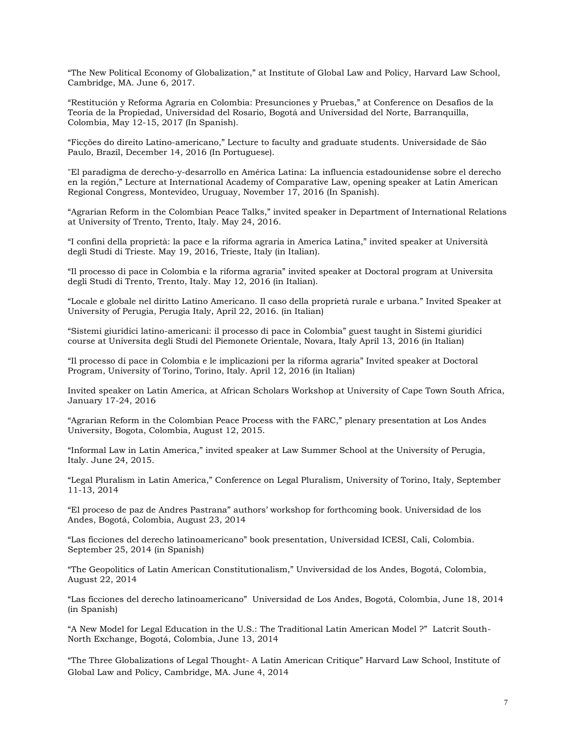“The New Political Economy of Globalization,” at Institute of Global Law and Policy, Harvard Law School, Cambridge, MA. June 6, 2017.

“Restitución y Reforma Agraria en Colombia: Presunciones y Pruebas,” at Conference on Desafíos de la Teoría de la Propiedad, Universidad del Rosario, Bogotá and Universidad del Norte, Barranquilla, Colombia, May 12-15, 2017 (In Spanish).

“Ficções do direito Latino-americano,” Lecture to faculty and graduate students. Universidade de São Paulo, Brazil, December 14, 2016 (In Portuguese).

"El paradigma de derecho-y-desarrollo en América Latina: La influencia estadounidense sobre el derecho en la región,” Lecture at International Academy of Comparative Law, opening speaker at Latin American Regional Congress, Montevideo, Uruguay, November 17, 2016 (In Spanish).

“Agrarian Reform in the Colombian Peace Talks,” invited speaker in Department of International Relations at University of Trento, Trento, Italy. May 24, 2016.

“I confini della proprietà: la pace e la riforma agraria in America Latina,” invited speaker at Università degli Studi di Trieste. May 19, 2016, Trieste, Italy (in Italian).

“Il processo di pace in Colombia e la riforma agraria” invited speaker at Doctoral program at Universita degli Studi di Trento, Trento, Italy. May 12, 2016 (in Italian).

“Locale e globale nel diritto Latino Americano. Il caso della proprietà rurale e urbana.” Invited Speaker at University of Perugia, Perugia Italy, April 22, 2016. (in Italian)

“Sistemi giuridici latino-americani: il processo di pace in Colombia” guest taught in Sistemi giuridici course at Universita degli Studi del Piemonete Orientale, Novara, Italy April 13, 2016 (in Italian)

“Il processo di pace in Colombia e le implicazioni per la riforma agraria” Invited speaker at Doctoral Program, University of Torino, Torino, Italy. April 12, 2016 (in Italian)

Invited speaker on Latin America, at African Scholars Workshop at University of Cape Town South Africa, January 17-24, 2016

“Agrarian Reform in the Colombian Peace Process with the FARC,” plenary presentation at Los Andes University, Bogota, Colombia, August 12, 2015.

“Informal Law in Latin America,” invited speaker at Law Summer School at the University of Perugia, Italy. June 24, 2015.

“Legal Pluralism in Latin America,” Conference on Legal Pluralism, University of Torino, Italy, September 11-13, 2014

“El proceso de paz de Andres Pastrana” authors’ workshop for forthcoming book. Universidad de los Andes, Bogotá, Colombia, August 23, 2014

“Las ficciones del derecho latinoamericano” book presentation, Universidad ICESI, Cali, Colombia. September 25, 2014 (in Spanish)

“The Geopolitics of Latin American Constitutionalism,” Unviversidad de los Andes, Bogotá, Colombia, August 22, 2014

“Las ficciones del derecho latinoamericano” Universidad de Los Andes, Bogotá, Colombia, June 18, 2014 (in Spanish)

“A New Model for Legal Education in the U.S.: The Traditional Latin American Model ?” Latcrit South-North Exchange, Bogotá, Colombia, June 13, 2014

“The Three Globalizations of Legal Thought- A Latin American Critique” Harvard Law School, Institute of Global Law and Policy, Cambridge, MA. June 4, 2014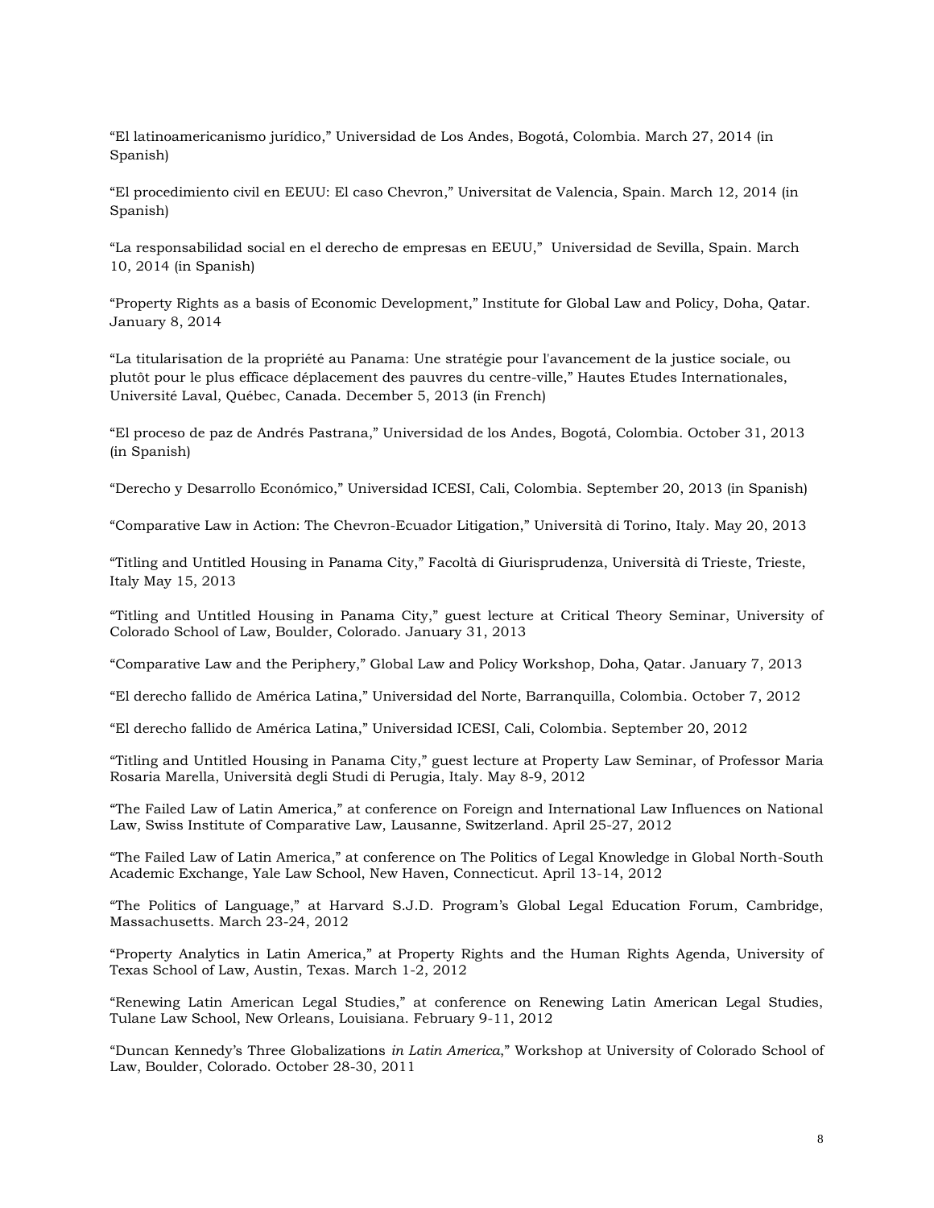"El latinoamericanismo jurídico," Universidad de Los Andes, Bogotá, Colombia. March 27, 2014 (in Spanish)

"El procedimiento civil en EEUU: El caso Chevron," Universitat de Valencia, Spain. March 12, 2014 (in Spanish)

"La responsabilidad social en el derecho de empresas en EEUU," Universidad de Sevilla, Spain. March 10, 2014 (in Spanish)

"Property Rights as a basis of Economic Development," Institute for Global Law and Policy, Doha, Qatar. January 8, 2014

"La titularisation de la propriété au Panama: Une stratégie pour l'avancement de la justice sociale, ou plutôt pour le plus efficace déplacement des pauvres du centre-ville," Hautes Etudes Internationales, Université Laval, Québec, Canada. December 5, 2013 (in French)

"El proceso de paz de Andrés Pastrana," Universidad de los Andes, Bogotá, Colombia. October 31, 2013 (in Spanish)

"Derecho y Desarrollo Económico," Universidad ICESI, Cali, Colombia. September 20, 2013 (in Spanish)

"Comparative Law in Action: The Chevron-Ecuador Litigation," Università di Torino, Italy. May 20, 2013

"Titling and Untitled Housing in Panama City," Facoltà di Giurisprudenza, Università di Trieste, Trieste, Italy May 15, 2013

"Titling and Untitled Housing in Panama City," guest lecture at Critical Theory Seminar, University of Colorado School of Law, Boulder, Colorado. January 31, 2013

"Comparative Law and the Periphery," Global Law and Policy Workshop, Doha, Qatar. January 7, 2013

"El derecho fallido de América Latina," Universidad del Norte, Barranquilla, Colombia. October 7, 2012

"El derecho fallido de América Latina," Universidad ICESI, Cali, Colombia. September 20, 2012

"Titling and Untitled Housing in Panama City," guest lecture at Property Law Seminar, of Professor Maria Rosaria Marella, Università degli Studi di Perugia, Italy. May 8-9, 2012

"The Failed Law of Latin America," at conference on Foreign and International Law Influences on National Law, Swiss Institute of Comparative Law, Lausanne, Switzerland. April 25-27, 2012

"The Failed Law of Latin America," at conference on The Politics of Legal Knowledge in Global North-South Academic Exchange, Yale Law School, New Haven, Connecticut. April 13-14, 2012

"The Politics of Language," at Harvard S.J.D. Program's Global Legal Education Forum, Cambridge, Massachusetts. March 23-24, 2012

"Property Analytics in Latin America," at Property Rights and the Human Rights Agenda, University of Texas School of Law, Austin, Texas. March 1-2, 2012

"Renewing Latin American Legal Studies," at conference on Renewing Latin American Legal Studies, Tulane Law School, New Orleans, Louisiana. February 9-11, 2012

"Duncan Kennedy's Three Globalizations *in Latin America*," Workshop at University of Colorado School of Law, Boulder, Colorado. October 28-30, 2011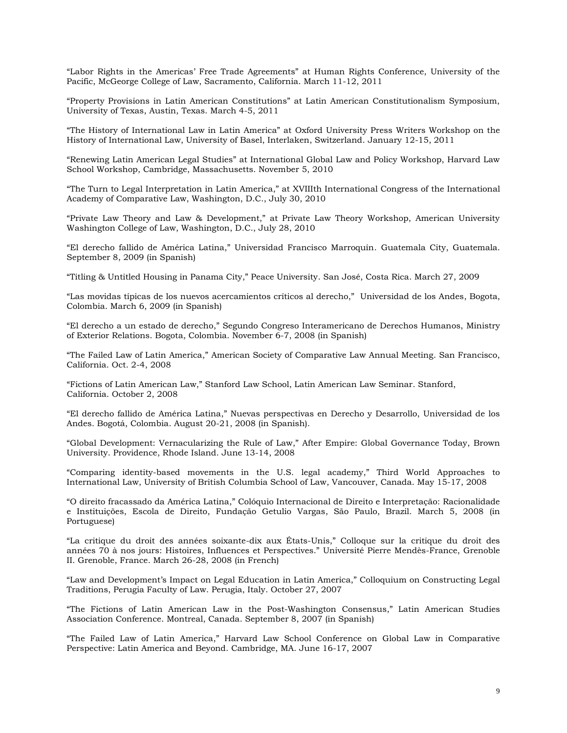"Labor Rights in the Americas' Free Trade Agreements" at Human Rights Conference, University of the Pacific, McGeorge College of Law, Sacramento, California. March 11-12, 2011

"Property Provisions in Latin American Constitutions" at Latin American Constitutionalism Symposium, University of Texas, Austin, Texas. March 4-5, 2011

"The History of International Law in Latin America" at Oxford University Press Writers Workshop on the History of International Law, University of Basel, Interlaken, Switzerland. January 12-15, 2011

"Renewing Latin American Legal Studies" at International Global Law and Policy Workshop, Harvard Law School Workshop, Cambridge, Massachusetts. November 5, 2010

"The Turn to Legal Interpretation in Latin America," at XVIIIth International Congress of the International Academy of Comparative Law, Washington, D.C., July 30, 2010

"Private Law Theory and Law & Development," at Private Law Theory Workshop, American University Washington College of Law, Washington, D.C., July 28, 2010

"El derecho fallido de América Latina," Universidad Francisco Marroquín. Guatemala City, Guatemala. September 8, 2009 (in Spanish)

"Titling & Untitled Housing in Panama City," Peace University. San José, Costa Rica. March 27, 2009

"Las movidas típicas de los nuevos acercamientos críticos al derecho," Universidad de los Andes, Bogota, Colombia. March 6, 2009 (in Spanish)

"El derecho a un estado de derecho," Segundo Congreso Interamericano de Derechos Humanos, Ministry of Exterior Relations. Bogota, Colombia. November 6-7, 2008 (in Spanish)

"The Failed Law of Latin America," American Society of Comparative Law Annual Meeting. San Francisco, California. Oct. 2-4, 2008

"Fictions of Latin American Law," Stanford Law School, Latin American Law Seminar. Stanford, California. October 2, 2008

"El derecho fallido de América Latina," Nuevas perspectivas en Derecho y Desarrollo, Universidad de los Andes. Bogotá, Colombia. August 20-21, 2008 (in Spanish).

"Global Development: Vernacularizing the Rule of Law," After Empire: Global Governance Today, Brown University. Providence, Rhode Island. June 13-14, 2008

"Comparing identity-based movements in the U.S. legal academy," Third World Approaches to International Law, University of British Columbia School of Law, Vancouver, Canada. May 15-17, 2008

"O direito fracassado da América Latina," Colóquio Internacional de Direito e Interpretação: Racionalidade e Instituições, Escola de Direito, Fundação Getulio Vargas, São Paulo, Brazil. March 5, 2008 (in Portuguese)

"La critique du droit des années soixante-dix aux États-Unis," Colloque sur la critique du droit des années 70 à nos jours: Histoires, Influences et Perspectives." Université Pierre Mendès-France, Grenoble II. Grenoble, France. March 26-28, 2008 (in French)

"Law and Development's Impact on Legal Education in Latin America," Colloquium on Constructing Legal Traditions, Perugia Faculty of Law. Perugia, Italy. October 27, 2007

"The Fictions of Latin American Law in the Post-Washington Consensus," Latin American Studies Association Conference. Montreal, Canada. September 8, 2007 (in Spanish)

"The Failed Law of Latin America," Harvard Law School Conference on Global Law in Comparative Perspective: Latin America and Beyond. Cambridge, MA. June 16-17, 2007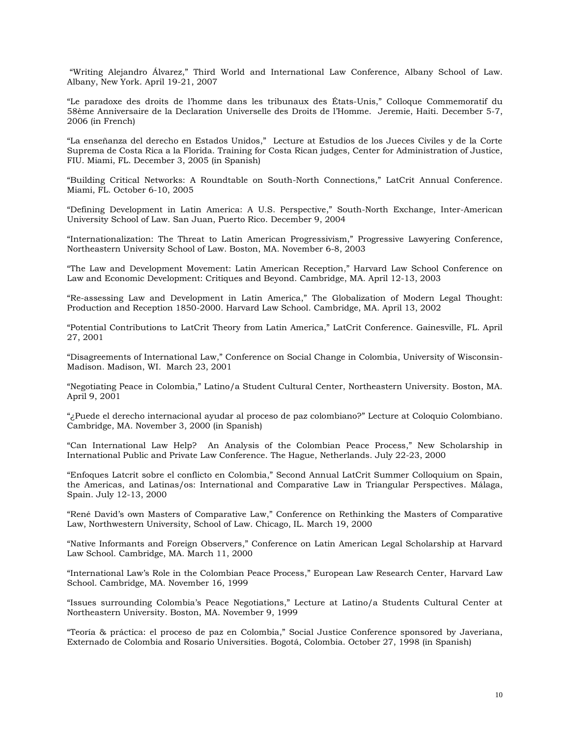"Writing Alejandro Álvarez," Third World and International Law Conference, Albany School of Law. Albany, New York. April 19-21, 2007

"Le paradoxe des droits de l'homme dans les tribunaux des États-Unis," Colloque Commemoratif du 58ème Anniversaire de la Declaration Universelle des Droits de l'Homme. Jeremie, Haiti. December 5-7, 2006 (in French)

"La enseñanza del derecho en Estados Unidos," Lecture at Estudios de los Jueces Civiles y de la Corte Suprema de Costa Rica a la Florida. Training for Costa Rican judges, Center for Administration of Justice, FIU. Miami, FL. December 3, 2005 (in Spanish)

"Building Critical Networks: A Roundtable on South-North Connections," LatCrit Annual Conference. Miami, FL. October 6-10, 2005

"Defining Development in Latin America: A U.S. Perspective," South-North Exchange, Inter-American University School of Law. San Juan, Puerto Rico. December 9, 2004

"Internationalization: The Threat to Latin American Progressivism," Progressive Lawyering Conference, Northeastern University School of Law. Boston, MA. November 6-8, 2003

"The Law and Development Movement: Latin American Reception," Harvard Law School Conference on Law and Economic Development: Critiques and Beyond. Cambridge, MA. April 12-13, 2003

"Re-assessing Law and Development in Latin America," The Globalization of Modern Legal Thought: Production and Reception 1850-2000. Harvard Law School. Cambridge, MA. April 13, 2002

"Potential Contributions to LatCrit Theory from Latin America," LatCrit Conference. Gainesville, FL. April 27, 2001

"Disagreements of International Law," Conference on Social Change in Colombia, University of Wisconsin-Madison. Madison, WI. March 23, 2001

"Negotiating Peace in Colombia," Latino/a Student Cultural Center, Northeastern University. Boston, MA. April 9, 2001

"¿Puede el derecho internacional ayudar al proceso de paz colombiano?" Lecture at Coloquio Colombiano. Cambridge, MA. November 3, 2000 (in Spanish)

"Can International Law Help? An Analysis of the Colombian Peace Process," New Scholarship in International Public and Private Law Conference. The Hague, Netherlands. July 22-23, 2000

"Enfoques Latcrit sobre el conflicto en Colombia," Second Annual LatCrit Summer Colloquium on Spain, the Americas, and Latinas/os: International and Comparative Law in Triangular Perspectives. Málaga, Spain. July 12-13, 2000

"René David's own Masters of Comparative Law," Conference on Rethinking the Masters of Comparative Law, Northwestern University, School of Law. Chicago, IL. March 19, 2000

"Native Informants and Foreign Observers," Conference on Latin American Legal Scholarship at Harvard Law School. Cambridge, MA. March 11, 2000

"International Law's Role in the Colombian Peace Process," European Law Research Center, Harvard Law School. Cambridge, MA. November 16, 1999

"Issues surrounding Colombia's Peace Negotiations," Lecture at Latino/a Students Cultural Center at Northeastern University. Boston, MA. November 9, 1999

"Teoría & práctica: el proceso de paz en Colombia," Social Justice Conference sponsored by Javeriana, Externado de Colombia and Rosario Universities. Bogotá, Colombia. October 27, 1998 (in Spanish)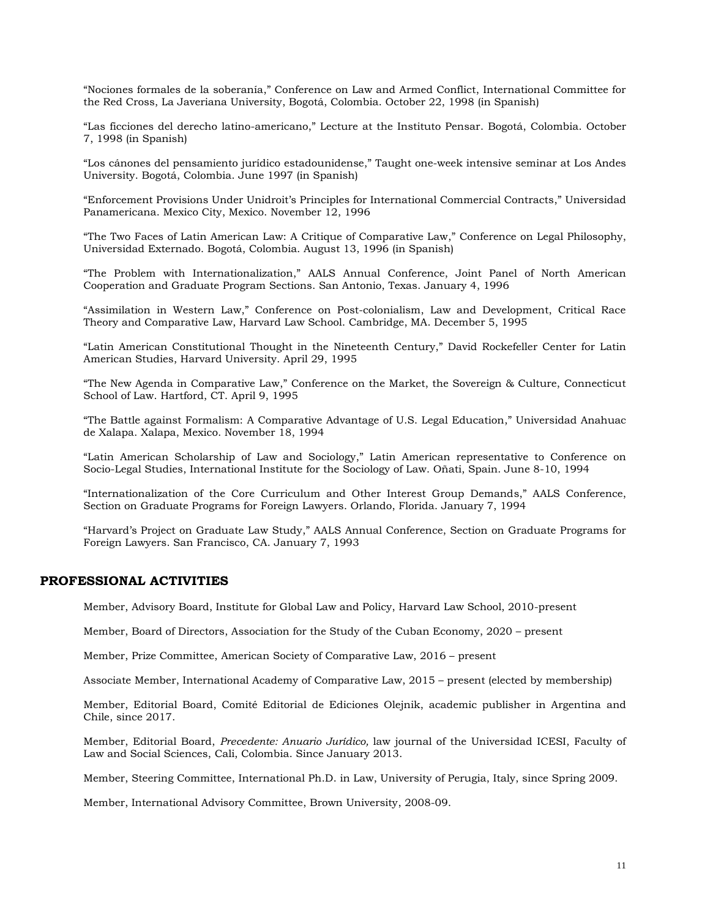"Nociones formales de la soberanía," Conference on Law and Armed Conflict, International Committee for the Red Cross, La Javeriana University, Bogotá, Colombia. October 22, 1998 (in Spanish)

"Las ficciones del derecho latino-americano," Lecture at the Instituto Pensar. Bogotá, Colombia. October 7, 1998 (in Spanish)

"Los cánones del pensamiento jurídico estadounidense," Taught one-week intensive seminar at Los Andes University. Bogotá, Colombia. June 1997 (in Spanish)

"Enforcement Provisions Under Unidroit's Principles for International Commercial Contracts," Universidad Panamericana. Mexico City, Mexico. November 12, 1996

"The Two Faces of Latin American Law: A Critique of Comparative Law," Conference on Legal Philosophy, Universidad Externado. Bogotá, Colombia. August 13, 1996 (in Spanish)

"The Problem with Internationalization," AALS Annual Conference, Joint Panel of North American Cooperation and Graduate Program Sections. San Antonio, Texas. January 4, 1996

"Assimilation in Western Law," Conference on Post-colonialism, Law and Development, Critical Race Theory and Comparative Law, Harvard Law School. Cambridge, MA. December 5, 1995

"Latin American Constitutional Thought in the Nineteenth Century," David Rockefeller Center for Latin American Studies, Harvard University. April 29, 1995

"The New Agenda in Comparative Law," Conference on the Market, the Sovereign & Culture, Connecticut School of Law. Hartford, CT. April 9, 1995

"The Battle against Formalism: A Comparative Advantage of U.S. Legal Education," Universidad Anahuac de Xalapa. Xalapa, Mexico. November 18, 1994

"Latin American Scholarship of Law and Sociology," Latin American representative to Conference on Socio-Legal Studies, International Institute for the Sociology of Law. Oñati, Spain. June 8-10, 1994

"Internationalization of the Core Curriculum and Other Interest Group Demands," AALS Conference, Section on Graduate Programs for Foreign Lawyers. Orlando, Florida. January 7, 1994

"Harvard's Project on Graduate Law Study," AALS Annual Conference, Section on Graduate Programs for Foreign Lawyers. San Francisco, CA. January 7, 1993

## PROFESSIONAL ACTIVITIES

Member, Advisory Board, Institute for Global Law and Policy, Harvard Law School, 2010-present

Member, Board of Directors, Association for the Study of the Cuban Economy, 2020 – present

Member, Prize Committee, American Society of Comparative Law, 2016 – present

Associate Member, International Academy of Comparative Law, 2015 – present (elected by membership)

Member, Editorial Board, Comité Editorial de Ediciones Olejnik, academic publisher in Argentina and Chile, since 2017.

Member, Editorial Board, *Precedente: Anuario Jurídico,* law journal of the Universidad ICESI, Faculty of Law and Social Sciences, Cali, Colombia. Since January 2013.

Member, Steering Committee, International Ph.D. in Law, University of Perugia, Italy, since Spring 2009.

Member, International Advisory Committee, Brown University, 2008-09.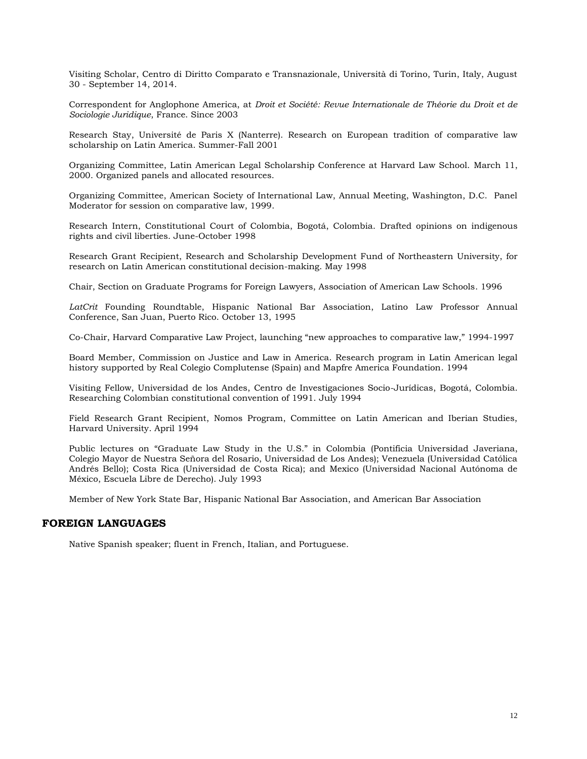Visiting Scholar, Centro di Diritto Comparato e Transnazionale, Università di Torino, Turin, Italy, August 30 - September 14, 2014.

Correspondent for Anglophone America, at *Droit et Société: Revue Internationale de Théorie du Droit et de Sociologie Juridique*, France. Since 2003

Research Stay, Université de Paris X (Nanterre). Research on European tradition of comparative law scholarship on Latin America. Summer-Fall 2001

Organizing Committee, Latin American Legal Scholarship Conference at Harvard Law School. March 11, 2000. Organized panels and allocated resources.

Organizing Committee, American Society of International Law, Annual Meeting, Washington, D.C. Panel Moderator for session on comparative law, 1999.

Research Intern, Constitutional Court of Colombia, Bogotá, Colombia. Drafted opinions on indigenous rights and civil liberties. June-October 1998

Research Grant Recipient, Research and Scholarship Development Fund of Northeastern University, for research on Latin American constitutional decision-making. May 1998

Chair, Section on Graduate Programs for Foreign Lawyers, Association of American Law Schools. 1996

*LatCrit* Founding Roundtable, Hispanic National Bar Association, Latino Law Professor Annual Conference, San Juan, Puerto Rico. October 13, 1995

Co-Chair, Harvard Comparative Law Project, launching "new approaches to comparative law," 1994-1997

Board Member, Commission on Justice and Law in America. Research program in Latin American legal history supported by Real Colegio Complutense (Spain) and Mapfre America Foundation. 1994

Visiting Fellow, Universidad de los Andes, Centro de Investigaciones Socio-Jurídicas, Bogotá, Colombia. Researching Colombian constitutional convention of 1991. July 1994

Field Research Grant Recipient, Nomos Program, Committee on Latin American and Iberian Studies, Harvard University. April 1994

Public lectures on "Graduate Law Study in the U.S." in Colombia (Pontificia Universidad Javeriana, Colegio Mayor de Nuestra Señora del Rosario, Universidad de Los Andes); Venezuela (Universidad Católica Andrés Bello); Costa Rica (Universidad de Costa Rica); and Mexico (Universidad Nacional Autónoma de México, Escuela Libre de Derecho). July 1993

Member of New York State Bar, Hispanic National Bar Association, and American Bar Association

## FOREIGN LANGUAGES

Native Spanish speaker; fluent in French, Italian, and Portuguese.